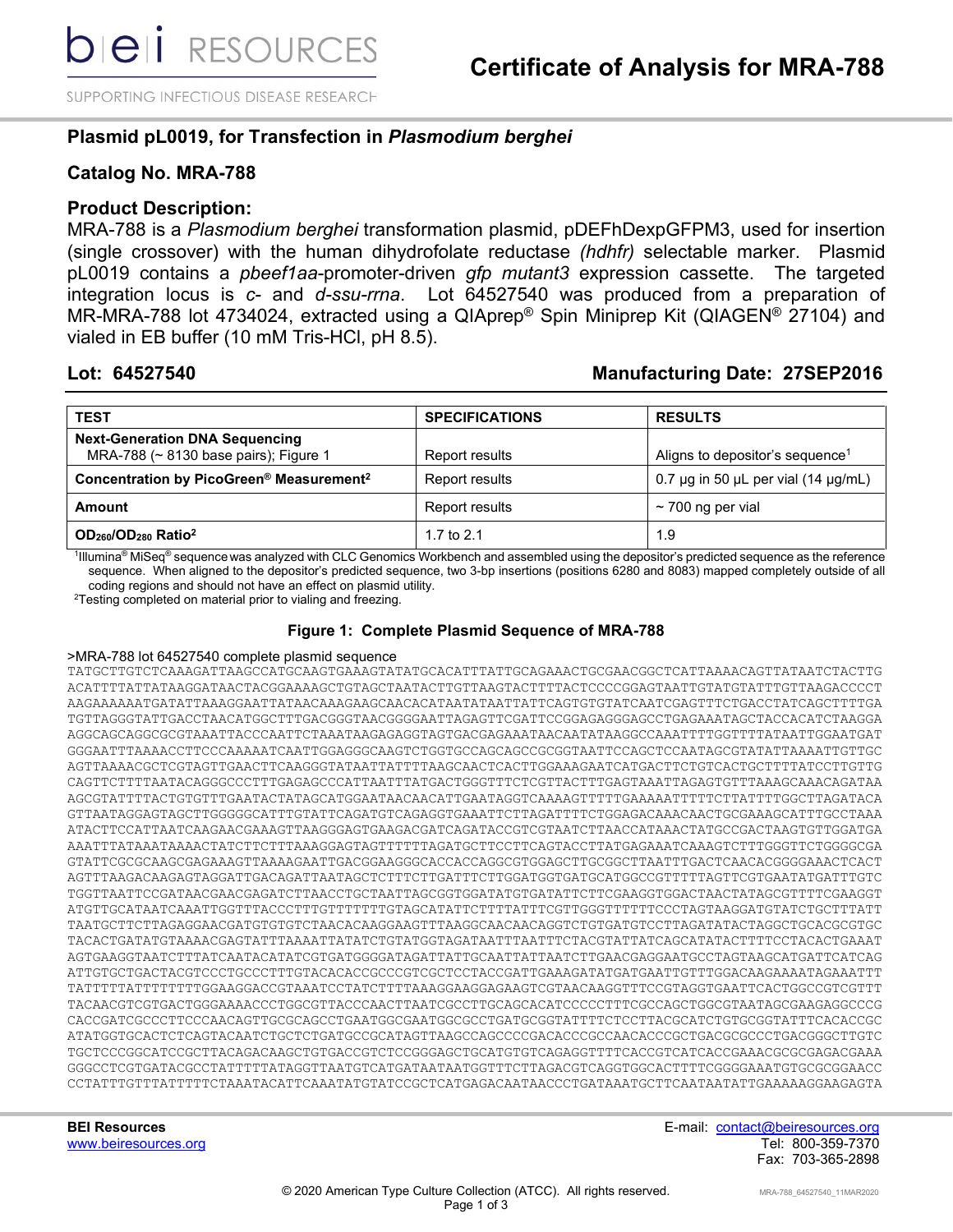# Certificate of Analysis for MRA-788

## Plasmid pL0019, for Transfection in *Plasmodium berghei*

## Catalog No. MRA-788

## Product Description:

MRA-788 is a *Plasmodium berghei* transformation plasmid, pDEFhDexpGFPM3, used for insertion (single crossover) with the human dihydrofolate reductase *(hdhfr)* selectable marker. Plasmid pL0019 contains a *pbeef1aa*-promoter-driven *gfp mutant3* expression cassette. The targeted integration locus is *c*- and *d-ssu-rrna*. Lot 64527540 was produced from a preparation of MR-MRA-788 lot 4734024, extracted using a QIAprep® Spin Miniprep Kit (QIAGEN® 27104) and vialed in EB buffer (10 mM Tris-HCl, pH 8.5).

**Lot: 64527540** **Manufacturing Date: 27SEP2016**

| TEST | SPECIFICATIONS | RESULTS |
|---|---|---|
| **Next-Generation DNA Sequencing** MRA-788 (~ 8130 base pairs); Figure 1 | Report results | Aligns to depositor's sequence[1] |
| **Concentration by PicoGreen® Measurement[2]** | Report results | 0.7 µg in 50 µL per vial (14 µg/mL) |
| **Amount** | Report results | ~ 700 ng per vial |
| **$OD_{260}/OD_{280}$ Ratio[2]** | 1.7 to 2.1 | 1.9 |

[1]Illumina® MiSeq® sequence was analyzed with CLC Genomics Workbench and assembled using the depositor's predicted sequence as the reference sequence. When aligned to the depositor's predicted sequence, two 3-bp insertions (positions 6280 and 8083) mapped completely outside of all coding regions and should not have an effect on plasmid utility.

[2]Testing completed on material prior to vialing and freezing.

### Figure 1: Complete Plasmid Sequence of MRA-788

```
>MRA-788 lot 64527540 complete plasmid sequence
TATGCTTGTCTCAAAGATTAAGCCATGCAAGTGAAAGTATATGCACATTTATTGCAGAAACTGCGAACGGCTCATTAAAACAGTTATAATCTACTTG
ACATTTTATTATAAGGATAACTACGGAAAAGCTGTAGCTAATACTTGTTAAGTACTTTTACTCCCCGGAGTAATTGTATGTATTTGTTAAGACCCCT
AAGAAAAAATGATATTAAAGGAATTATAACAAAGAAGCAACACATAATATAATTATTCAGTGTGTATCAATCGAGTTTCTGACCTATCAGCTTTTGA
TGTTAGGGTATTGACCTAACATGGCTTTGACGGGTAACGGGGAATTAGAGTTCGATTCCGGAGAGGGAGCCTGAGAAATAGCTACCACATCTAAGGA
AGGCAGCAGGCGCGTAAATTACCCAATTCTAAATAAGAGAGGTAGTGACGAGAAATAACAATATAAGGCCAAATTTTGGTTTTATAATTGGAATGAT
GGGAATTTAAAACCTTCCCAAAAATCAATTGGAGGGCAAGTCTGGTGCCAGCAGCCGCGGTAATTCCAGCTCCAATAGCGTATATTAAAATTGTTGC
AGTTAAAACGCTCGTAGTTGAACTTCAAGGGTATAATTATTTTAAGCAACTCACTTGGAAAGAATCATGACTTCTGTCACTGCTTTTATCCTTGTTG
CAGTTCTTTTAATACAGGGCCCTTTGAGAGCCCATTAATTTATGACTGGGTTTCTCGTTACTTTGAGTAAATTAGAGTGTTTAAAGCAAACAGATAA
AGCGTATTTTTACTGTGTTTGAATACTATAGCATGGAATAACAACATTGAATAGGTCAAAAGTTTTTGAAAAATTTTTCTTATTTTGGCTTAGATACA
GTTAATAGGAGTAGCTTGGGGGCATTTGTATTCAGATGTCAGAGGTGAAATTCTTAGATTTTCTGGAGACAAACAACTGCGAAAGCATTTGCCTAAA
ATACTTCCATTAATCAAGAACGAAAGTTAAGGGAGTGAAGACGATCAGATACCGTCGTAATCTTAACCATAAACTATGCCGACTAAGTGTTGGATGA
AAATTTATAAATAAAACTATCTTCTTTAAAGGAGTAGTTTTTTTAGATGCTTCCTTCAGTACCTTATGAGAAATCAAAGTCTTTGGGTTCTGGGGCGA
GTATTCGCGCAAGCGAGAAAGTTAAAAGAATTGACGGAAGGGCACCACCAGGCGTGGAGCTTGCGGCTTAATTTGACTCAACACGGGGAAACTCACT
AGTTTAAGACAAGAGTAGGATTGACAGATTAATAGCTCTTTCTTGATTTCTTGGATGGTGATGCATGGCCGTTTTTAGTTCGTGAATATGATTTGTC
TGGTTAATTCCGATAACGAACGAGATCTTAACCTGCTAATTAGCGGTGGATATGTGATATTCTTCGAAGGTGGACTAACTATAGCGTTTCGAAGGT
ATGTTGCATAATCAAATTGGTTTACCCTTTGTTTTTTTGTAGCATATTCTTTTATTTCGTTGGGTTTTTTCCCTAGTAAGGATGTATCTGCTTTATT
TAATGCTTCTTAGAGGAACGATGTGTGTCTAACACAAGGAAGTTTAAGGCAACAACAGGTCTGTGATGTCCTTAGATATACTAGGCTGCACGCGTGC
TACACTGATATGTAAAACGAGTATTTAAAATTATATCTGTATGGTAGATAATTTAATTTCTACGTATTATCAGCATATACTTTTCCTACACTGAAAT
AGTGAAGGTAATCTTTATCAATACATATCGTGATGGGGATAGATTATTGCAATTATTAATCTTGAACGAGGAATGCCTAGTAAGCATGATTCATCAG
ATTGTGCTGACTACGTCCCTGCCCTTTGTACACACCGCCCGTCGCTCCTACCGATTGAAAGATATGATGAATTGTTTGGACAAGAAAATAGAAATTT
TATTTTTATTTTTTTTGGAAGGACCGTAAATCCTATCTTTTAAAGGAAGGAGAAGTCGTAACAAGGTTTCCGTAGGTGAATTCACTGGCCGTCGTTT
TACAACGTCGTGACTGGGAAAACCCTGGCGTTACCCAACTTAATCGCCTTGCAGCACATCCCCCTTTCGCCAGCTGGCGTAATAGCGAAGAGGCCCG
CACCGATCGCCCTTCCCAACAGTTGCGCAGCCTGAATGGCGAATGGCGCCTGATGCGGTATTTTCTCCTTACGCATCTGTGCGGTATTTCACACCGC
ATATGGTGCACTCTCAGTACAATCTGCTCTGATGCCGCATAGTTAAGCCAGCCCCGACACCCGCCAACACCCGCTGACGCGCCCTGACGGGCTTGTC
TGCTCCCGGCATCCGCTTACAGACAAGCTGTGACCGTCTCCGGGAGCTGCATGTGTCAGAGGTTTTCACCGTCATCACCGAAACGCGCGAGACGAAA
GGGCCTCGTGATACGCCTATTTTTATAGGTTAATGTCATGATAATAATGGTTTCTTAGACGTCAGGTGGCACTTTTCGGGGAAATGTGCGCGGAACC
CCTATTTGTTTATTTTTCTAAATACATTCAAATATGTATCCGCTCATGAGACAATAACCCTGATAAATGCTTCAATAATATTGAAAAAGGAAGAGTA
```

**BEI Resources**
www.beiresources.org

E-mail: contact@beiresources.org
Tel: 800-359-7370
Fax: 703-365-2898

© 2020 American Type Culture Collection (ATCC). All rights reserved.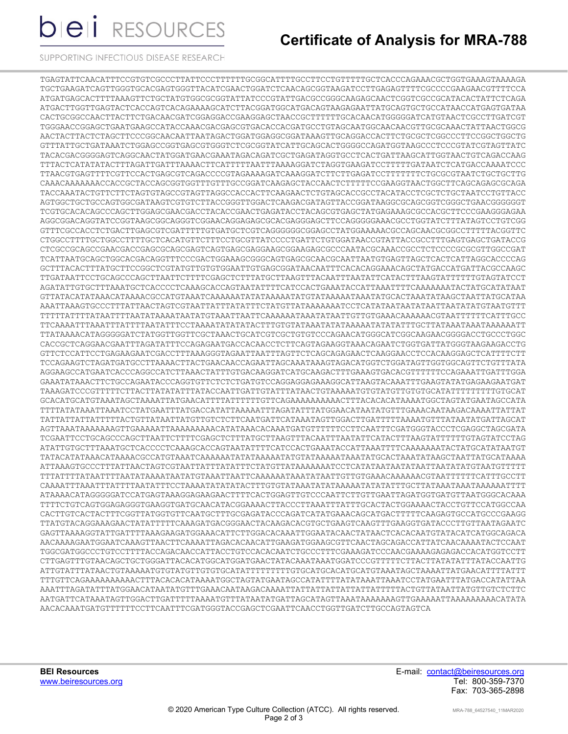```
TGAGTATTCAACATTTCCGTGTCGCCCTTATTCCCTTTTTTGCGGCATTTTGCCTTCCTGTTTTTGCTCACCCAGAAACGCTGGTGAAAGTAAAAGA
TGCTGAAGATCAGTTGGGTGCACGAGTGGGTTACATCGAACTGGATCTCAACAGCGGTAAGATCCTTGAGAGTTTTCGCCCCGAAGAACGTTTTCCA
ATGATGAGCACTTTTAAAGTTCTGCTATGTGGCGCGGTATTATCCCGTATTGACGCCGGGCAAGAGCAACTCGGTCGCCGCATACACTATTCTCAGA
ATGACTTGGTTGAGTACTCACCAGTCACAGAAAAGCATCTTACGGATGGCATGACAGTAAGAGAATTATGCAGTGCTGCCATAACCATGAGTGATAA
CACTGCGGCCAACTTACTTCTGACAACGATCGGAGGACCGAAGGAGCTAACCGCTTTTTTGCACAACATGGGGGATCATGTAACTCGCCTTGATCGT
TGGGAACCGGAGCTGAATGAAGCCATACCAAACGACGAGCGTGACACCACGATGCCTGTAGCAATGGCAACAACGTTGCGCAAACTATTAACTGGCG
AACTACTTACTCTAGCTTCCCGGCAACAATTAATAGACTGGATGGAGGCGGATAAAGTTGCAGGACCACTTCTGCGCTCGGCCCTTCCGGCTGGCTG
GTTTATTGCTGATAAATCTGGAGCCGGTGAGCGTGGGTCTCGCGGTATCATTGCAGCACTGGGGCCAGATGGTAAGCCCTCCCGTATCGTAGTTATC
TACACGACGGGGAGTCAGGCAACTATGGATGAACGAAATAGACAGATCGCTGAGATAGGTGCCTCACTGATTAAGCATTGGTAACTGTCAGACCAAG
TTTACTCATATATACTTTAGATTGATTTAAAACTTCATTTTTAATTTAAAAGGATCTAGGTGAAGATCCTTTTTGATAATCTCATGACCAAAATCCC
TTAACGTGAGTTTTCGTTCCACTGAGCGTCAGACCCCGTAGAAAAGATCAAAGGATCTTCTTGAGATCCTTTTTTTCTGCGCGTAATCTGCTGCTTG
CAAACAAAAAAACCACCGCTACCAGCGGTGGTTTGTTTGCCGGATCAAGAGCTACCAACTCTTTTTCCGAAGGTAACTGGCTTCAGCAGAGCGCAGA
TACCAAATACTGTTCTTCTAGTGTAGCCGTAGTTAGGCCACCACTTCAAGAACTCTGTAGCACCGCCTACATACCTCGCTCTGCTAATCCTGTTACC
AGTGGCTGCTGCCAGTGGCGATAAGTCGTGTCTTACCGGGTTGGACTCAAGACGATAGTTACCGGATAAGGCGCAGCGGTCGGGCTGAACGGGGGGT
TCGTGCACACAGCCCAGCTTGGAGCGAACGACCTACACCGAACTGAGATACCTACAGCGTGAGCTATGAGAAAGCGCCACGCTTCCCGAAGGGAGAA
AGGCGGACAGGTATCCGGTAAGCGGCAGGGTCGGAACAGGAGAGCGCACGAGGGAGCTTCCAGGGGGAAACGCCTGGTATCTTTATAGTCCTGTCGG
GTTTCGCCACCTCTGACTTGAGCGTCGATTTTTGTGATGCTCGTCAGGGGGGCGGAGCCTATGGAAAAACGCCAGCAACGCGGCCTTTTTACGGTTC
CTGGCCTTTTGCTGGCCTTTTGCTCACATGTTCTTTCCTGCGTTATCCCCTGATTCTGTGGATAACCGTATTACCGCCTTTGAGTGAGCTGATACCG
CTCGCCGCAGCCGAACGACCGAGCGCAGCGAGTCAGTGAGCGAGGAAGCGGAAGAGCGCCCAATACGCAAACCGCCTCTCCCCGCGCGTTGGCCGAT
TCATTAATGCAGCTGGCACGACAGGTTTCCCGACTGGAAAGCGGGCAGTGAGCGCAACGCAATTAATGTGAGTTAGCTCACTCATTAGGCACCCCAG
GCTTTACACTTTATGCTTCCGGCTCGTATGTTGTGTGGAATTGTGAGCGGATAACAATTTCACACAGGAAACAGCTATGACCATGATTACGCCAAGC
TTGATAATTCCTGCAGCCCAGCTTAATTCTTTTCGAGCTCTTTATGCTTAAGTTTACAATTTAATATTCATACTTTAAGTATTTTTTGTAGTATCCT
AGATATTGTGCTTTAAATGCTCACCCCTCAAAGCACCAGTAATATTTTCATCCACTGAAATACCATTAAATTTTCAAAAAAATACTATGCATATAAT
GTTATACATATAAACATAAAACGCCATGTAAATCAAAAAATATATAAAAATATGTATAAAAATAAATATGCACTAAATATAAGCTAATTATGCATAA
AAATTAAAGTGCCCTTTATTAACTAGTCGTAATTATTTATATTTCTATGTTATAAAAAAATCCTCATATAATAATATAATTAATATATGTAATGTTT
TTTTTATTTTATAATTTAATATAAAATAATATGTAAATTAATTCAAAAAATAAATATAATTGTTGTGAAACAAAAAACGTAATTTTTTCATTTGCC
TTCAAAATTTAAATTTATTTTAATATTTCCTAAAATATATATACTTTGTGTATAAATATATAAAAATATATATTTGCTTATAAATAAATAAAAAATT
TTATAAAACATAGGGGGATCTATGGTTGGTTCGCTAAACTGCATCGTCGCTGTGTCCCAGAACATGGGCATCGGCAAGAACGGGGACCTGCCCTGGC
CACCGCTCAGGAACGAATTTAGATATTTCCAGAGAATGACCACAACCTCTTCAGTAGAAGGTAAACAGAATCTGGTGATTATGGGTAAGAAGACCTG
GTTCTCCATTCCTGAGAAGAATCGACCTTTAAAGGGTAGAATTAATTTAGTTCTCAGCAGAGAACTCAAGGAACCTCCACAAGGAGCTCATTTTCTT
TCCAGAAGTCTAGATGATGCCTTAAAACTTACTGAACAACCAGAATTAGCAAATAAAGTAGACATGGTCTGGATAGTTGGTGGCAGTTCTGTTTATA
AGGAAGCCATGAATCACCCAGGCCATCTTAAACTATTTGTGACAAGGATCATGCAAGACTTTGAAAGTGACACGTTTTTTCCAGAAATTGATTTGGA
GAAATATAAACTTCTGCCAGAATACCCAGGTGTTCTCTCTGATGTCCAGGAGGAGAAAGGCATTAAGTACAAATTTGAAGTATATGAGAAGAATGAT
TAAAGATCCCGTTTTTCTTACTTATATATTTATACCAATTGATTGTATTTATAACTGTAAAAATGTGTATGTTGTGTGCATATTTTTTTTTGTGCAT
GCACATGCATGTAAATAGCTAAAATTATGAACATTTTATTTTTTGTTCAGAAAAAAAAAACTTTACACACATAAAATGGCTAGTATGAATAGCCATA
TTTTATATAAATTAAATCCTATGAATTTATGACCATATTAAAAATTTAGATATTTATGGAACATAATATGTTTGAAACAATAAGACAAAATTATTAT
TATTATTATTATTTTTACTGTTATAATTATGTTGTCTCTTCAATGATTCATAAATAGTTGGACTTGATTTTTAAAATGTTTATAATATGATTAGCAT
AGTTAAATAAAAAAAGTTGAAAAATTAAAAAAAAACATATAAACACAAATGATGTTTTTTCCTTCAATTTCGATGGGTACCCTCGAGGCTAGCGATA
TCGAATTCCTGCAGCCCAGCTTAATTCTTTTCGAGCTCTTTATGCTTAAGTTTACAATTTAATATTCATACTTTAAGTATTTTTTGTAGTATCCTAG
ATATTGTGCTTTAAATGCTCACCCCTCAAAGCACCAGTAATATTTTCATCCACTGAAATACCATTAAATTTTCAAAAAAATACTATGCATATAATGT
TATACATATAAACATAAAACGCCATGTAAATCAAAAAATATATAAAAATATGTATAAAAATAAATATGCACTAAATATAAGCTAATTATGCATAAAA
ATTAAAGTGCCCTTTATTAACTAGTCGTAATTATTTATATTTCTATGTTATAAAAAAATCCTCATATAATAATATAATTAATATATGTAATGTTTTT
TTTATTTTATAATTTAATATAAAATAATATGTAAATTAATTCAAAAAATAAATATAATTGTTGTGAAACAAAAAACGTAATTTTTTCATTTGCCTT
CAAAATTTAAATTTATTTTAATATTTCCTAAAATATATATACTTTGTGTATAAATATATAAAAATATATATTTGCTTATAAATAAATAAAAAATTTT
ATAAAACATAGGGGGATCCATGAGTAAAGGAGAAGAACTTTTCACTGGAGTTGTCCCAATTCTTGTTGAATTAGATGGTGATGTTAATGGGCACAAA
TTTTCTGTCAGTGGAGAGGGTGAAGGTGATGCAACATACGGAAAACTTACCCTTAAATTTATTTGCACTACTGGAAAACTACCTGTTCCATGGCCAA
CACTTGTCACTACTTTCGGTTATGGTGTTCAATGCTTTGCGAGATACCCAGATCATATGAAACAGCATGACTTTTTCAAGAGTGCCATGCCCGAAGG
TTATGTACAGGAAAGAACTATATTTTTCAAAGATGACGGGAACTACAAGACACGTGCTGAAGTCAAGTTTGAAGGTGATACCCTTGTTAATAGAATC
GAGTTAAAAGGTATTGATTTTAAAGAAGATGGAAACATTCTTGGACACAAATTGGAATACAACTATAACTCACACAATGTATACATCATGGCAGACA
AACAAAAGAATGGAATCAAAGTTAACTTCAAAATTAGACACAACATTGAAGATGGAAGCGTTCAACTAGCAGACCATTATCAACAAAATACTCCAAT
TGGCGATGGCCCTGTCCTTTTACCAGACAACCATTACCTGTCCACACAATCTGCCCTTTCGAAAGATCCCAACGAAAAGAGAGACCACATGGTCCTT
CTTGAGTTTGTAACAGCTGCTGGGATTACACATGGCATGGATGAACTATACAAATAAATGGATCCCGTTTTTCTTACTTATATATTTATACCAATTG
ATTGTATTTATAACTGTAAAAATGTGTATGTTGTGTGCATATTTTTTTTTGTGCATGCACATGCATGTAAATAGCTAAAATTATGAACATTTTATTT
TTTGTTCAGAAAAAAAAAACTTTACACACATAAAATGGCTAGTATGAATAGCCATATTTTATATAAATTAAATCCTATGAATTTATGACCATATTAA
AAATTTAGATATTTATGGAACATAATATGTTTGAAACAATAAGACAAAATTATTATTATTATTATTATTTTTACTGTTATAATTATGTTGTCTCTTC
AATGATTCATAAATAGTTGGACTTGATTTTTAAAATGTTTATAATATGATTAGCATAGTTAAATAAAAAAAGTTGAAAAATTAAAAAAAAACATATA
AACACAAATGATGTTTTTTCCTTCAATTTCGATGGGTACCGAGCTCGAATTCAACCTGGTTGATCTTGCCAGTAGTCA
```

**BEI Resources**
www.beiresources.org

E-mail: contact@beiresources.org
Tel: 800-359-7370
Fax: 703-365-2898

© 2020 American Type Culture Collection (ATCC). All rights reserved.

MRA-788_64527540_11MAR2020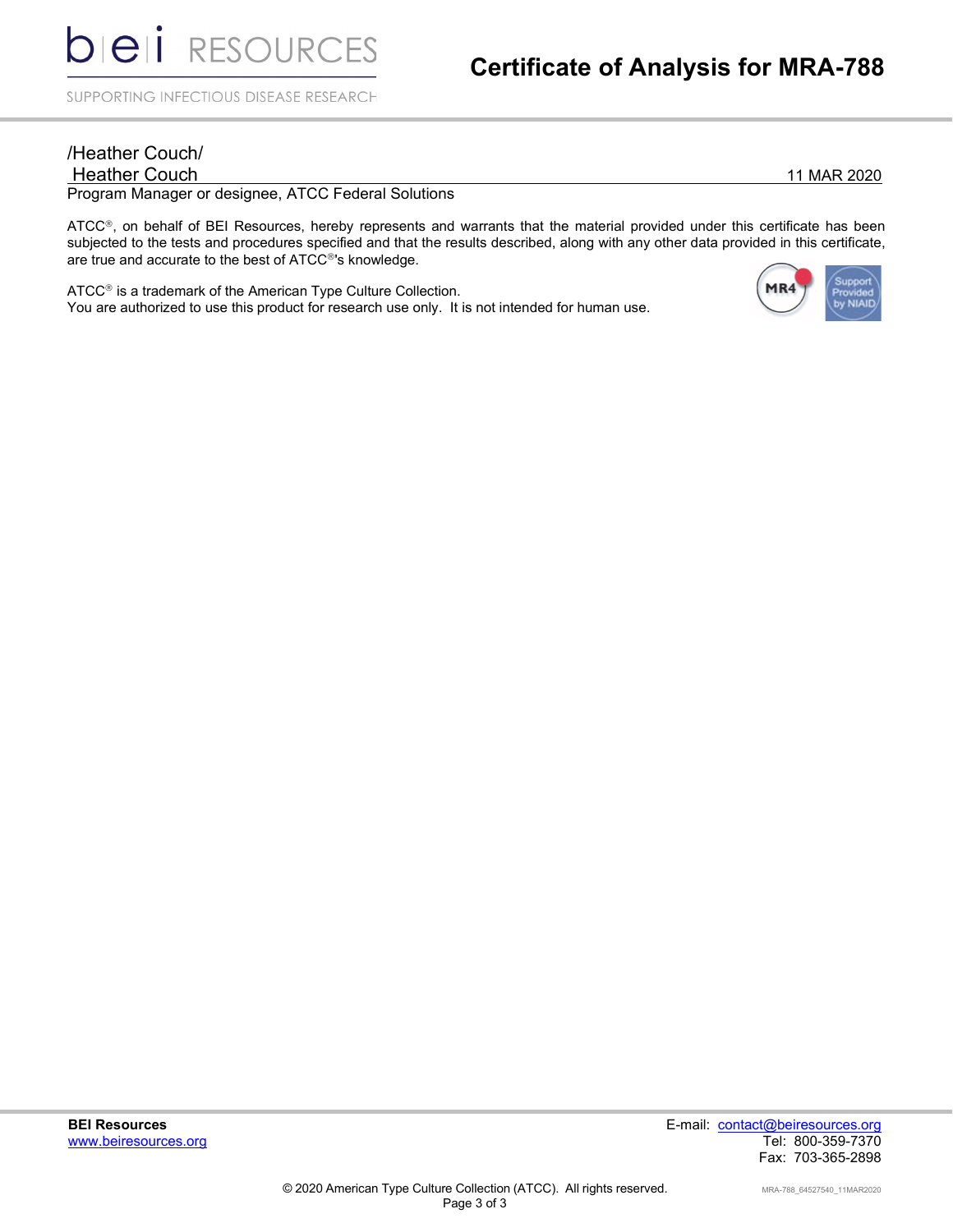/Heather Couch/
Heather Couch                                                                                                    11 MAR 2020

Program Manager or designee, ATCC Federal Solutions

ATCC®, on behalf of BEI Resources, hereby represents and warrants that the material provided under this certificate has been subjected to the tests and procedures specified and that the results described, along with any other data provided in this certificate, are true and accurate to the best of ATCC®'s knowledge.

ATCC® is a trademark of the American Type Culture Collection.
You are authorized to use this product for research use only. It is not intended for human use.

**BEI Resources**
www.beiresources.org

E-mail: contact@beiresources.org
Tel: 800-359-7370
Fax: 703-365-2898

© 2020 American Type Culture Collection (ATCC). All rights reserved.

MRA-788_64527540_11MAR2020